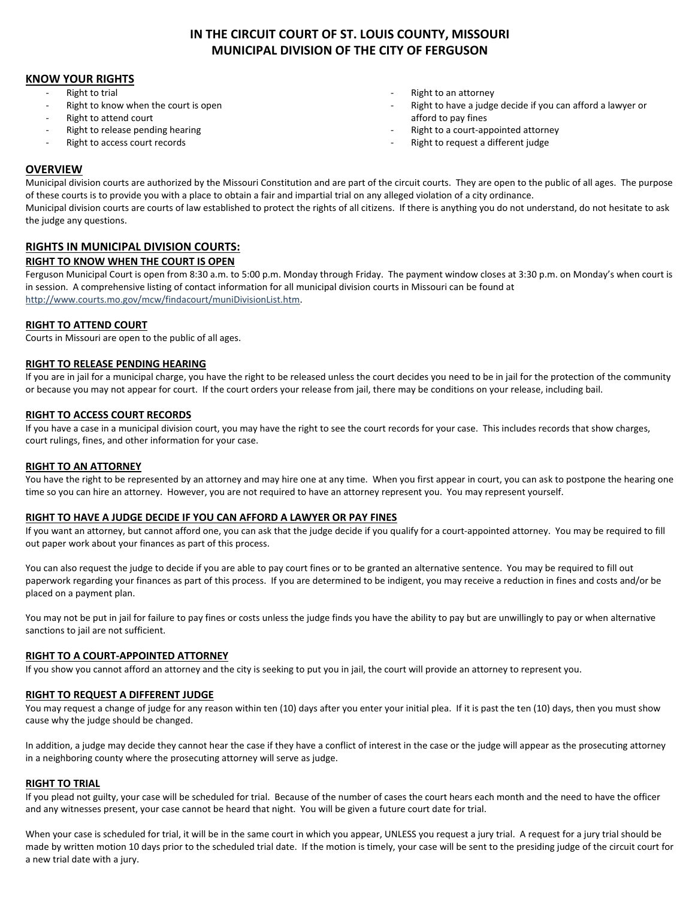# IN THE CIRCUIT COURT OF ST. LOUIS COUNTY, MISSOURI
# MUNICIPAL DIVISION OF THE CITY OF FERGUSON

## KNOW YOUR RIGHTS

- Right to trial
- Right to know when the court is open
- Right to attend court
- Right to release pending hearing
- Right to access court records
- Right to an attorney
- Right to have a judge decide if you can afford a lawyer or afford to pay fines
- Right to a court-appointed attorney
- Right to request a different judge

## OVERVIEW

Municipal division courts are authorized by the Missouri Constitution and are part of the circuit courts. They are open to the public of all ages. The purpose of these courts is to provide you with a place to obtain a fair and impartial trial on any alleged violation of a city ordinance.
Municipal division courts are courts of law established to protect the rights of all citizens. If there is anything you do not understand, do not hesitate to ask the judge any questions.

## RIGHTS IN MUNICIPAL DIVISION COURTS:

### RIGHT TO KNOW WHEN THE COURT IS OPEN

Ferguson Municipal Court is open from 8:30 a.m. to 5:00 p.m. Monday through Friday. The payment window closes at 3:30 p.m. on Monday's when court is in session. A comprehensive listing of contact information for all municipal division courts in Missouri can be found at http://www.courts.mo.gov/mcw/findacourt/muniDivisionList.htm.

### RIGHT TO ATTEND COURT

Courts in Missouri are open to the public of all ages.

### RIGHT TO RELEASE PENDING HEARING

If you are in jail for a municipal charge, you have the right to be released unless the court decides you need to be in jail for the protection of the community or because you may not appear for court. If the court orders your release from jail, there may be conditions on your release, including bail.

### RIGHT TO ACCESS COURT RECORDS

If you have a case in a municipal division court, you may have the right to see the court records for your case. This includes records that show charges, court rulings, fines, and other information for your case.

### RIGHT TO AN ATTORNEY

You have the right to be represented by an attorney and may hire one at any time. When you first appear in court, you can ask to postpone the hearing one time so you can hire an attorney. However, you are not required to have an attorney represent you. You may represent yourself.

### RIGHT TO HAVE A JUDGE DECIDE IF YOU CAN AFFORD A LAWYER OR PAY FINES

If you want an attorney, but cannot afford one, you can ask that the judge decide if you qualify for a court-appointed attorney. You may be required to fill out paper work about your finances as part of this process.

You can also request the judge to decide if you are able to pay court fines or to be granted an alternative sentence. You may be required to fill out paperwork regarding your finances as part of this process. If you are determined to be indigent, you may receive a reduction in fines and costs and/or be placed on a payment plan.

You may not be put in jail for failure to pay fines or costs unless the judge finds you have the ability to pay but are unwillingly to pay or when alternative sanctions to jail are not sufficient.

### RIGHT TO A COURT-APPOINTED ATTORNEY

If you show you cannot afford an attorney and the city is seeking to put you in jail, the court will provide an attorney to represent you.

### RIGHT TO REQUEST A DIFFERENT JUDGE

You may request a change of judge for any reason within ten (10) days after you enter your initial plea. If it is past the ten (10) days, then you must show cause why the judge should be changed.

In addition, a judge may decide they cannot hear the case if they have a conflict of interest in the case or the judge will appear as the prosecuting attorney in a neighboring county where the prosecuting attorney will serve as judge.

### RIGHT TO TRIAL

If you plead not guilty, your case will be scheduled for trial. Because of the number of cases the court hears each month and the need to have the officer and any witnesses present, your case cannot be heard that night. You will be given a future court date for trial.

When your case is scheduled for trial, it will be in the same court in which you appear, UNLESS you request a jury trial. A request for a jury trial should be made by written motion 10 days prior to the scheduled trial date. If the motion is timely, your case will be sent to the presiding judge of the circuit court for a new trial date with a jury.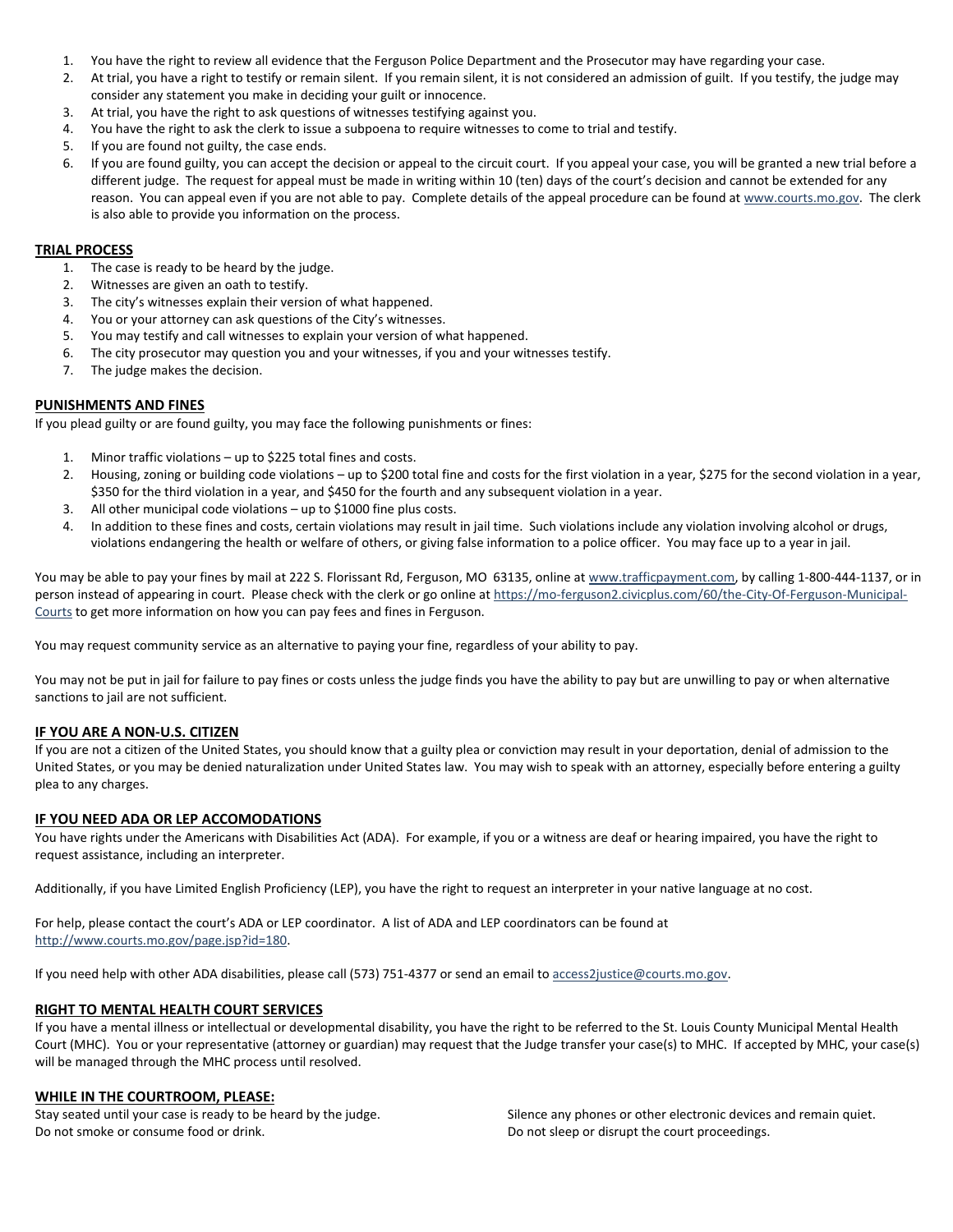1. You have the right to review all evidence that the Ferguson Police Department and the Prosecutor may have regarding your case.
2. At trial, you have a right to testify or remain silent. If you remain silent, it is not considered an admission of guilt. If you testify, the judge may consider any statement you make in deciding your guilt or innocence.
3. At trial, you have the right to ask questions of witnesses testifying against you.
4. You have the right to ask the clerk to issue a subpoena to require witnesses to come to trial and testify.
5. If you are found not guilty, the case ends.
6. If you are found guilty, you can accept the decision or appeal to the circuit court. If you appeal your case, you will be granted a new trial before a different judge. The request for appeal must be made in writing within 10 (ten) days of the court's decision and cannot be extended for any reason. You can appeal even if you are not able to pay. Complete details of the appeal procedure can be found at www.courts.mo.gov. The clerk is also able to provide you information on the process.

## TRIAL PROCESS

1. The case is ready to be heard by the judge.
2. Witnesses are given an oath to testify.
3. The city's witnesses explain their version of what happened.
4. You or your attorney can ask questions of the City's witnesses.
5. You may testify and call witnesses to explain your version of what happened.
6. The city prosecutor may question you and your witnesses, if you and your witnesses testify.
7. The judge makes the decision.

## PUNISHMENTS AND FINES

If you plead guilty or are found guilty, you may face the following punishments or fines:

1. Minor traffic violations – up to $225 total fines and costs.
2. Housing, zoning or building code violations – up to $200 total fine and costs for the first violation in a year, $275 for the second violation in a year, $350 for the third violation in a year, and $450 for the fourth and any subsequent violation in a year.
3. All other municipal code violations – up to $1000 fine plus costs.
4. In addition to these fines and costs, certain violations may result in jail time. Such violations include any violation involving alcohol or drugs, violations endangering the health or welfare of others, or giving false information to a police officer. You may face up to a year in jail.

You may be able to pay your fines by mail at 222 S. Florissant Rd, Ferguson, MO 63135, online at www.trafficpayment.com, by calling 1-800-444-1137, or in person instead of appearing in court. Please check with the clerk or go online at https://mo-ferguson2.civicplus.com/60/the-City-Of-Ferguson-Municipal-Courts to get more information on how you can pay fees and fines in Ferguson.

You may request community service as an alternative to paying your fine, regardless of your ability to pay.

You may not be put in jail for failure to pay fines or costs unless the judge finds you have the ability to pay but are unwilling to pay or when alternative sanctions to jail are not sufficient.

## IF YOU ARE A NON-U.S. CITIZEN

If you are not a citizen of the United States, you should know that a guilty plea or conviction may result in your deportation, denial of admission to the United States, or you may be denied naturalization under United States law. You may wish to speak with an attorney, especially before entering a guilty plea to any charges.

## IF YOU NEED ADA OR LEP ACCOMODATIONS

You have rights under the Americans with Disabilities Act (ADA). For example, if you or a witness are deaf or hearing impaired, you have the right to request assistance, including an interpreter.

Additionally, if you have Limited English Proficiency (LEP), you have the right to request an interpreter in your native language at no cost.

For help, please contact the court's ADA or LEP coordinator. A list of ADA and LEP coordinators can be found at http://www.courts.mo.gov/page.jsp?id=180.

If you need help with other ADA disabilities, please call (573) 751-4377 or send an email to access2justice@courts.mo.gov.

## RIGHT TO MENTAL HEALTH COURT SERVICES

If you have a mental illness or intellectual or developmental disability, you have the right to be referred to the St. Louis County Municipal Mental Health Court (MHC). You or your representative (attorney or guardian) may request that the Judge transfer your case(s) to MHC. If accepted by MHC, your case(s) will be managed through the MHC process until resolved.

## WHILE IN THE COURTROOM, PLEASE:

Stay seated until your case is ready to be heard by the judge.
Do not smoke or consume food or drink.
Silence any phones or other electronic devices and remain quiet.
Do not sleep or disrupt the court proceedings.